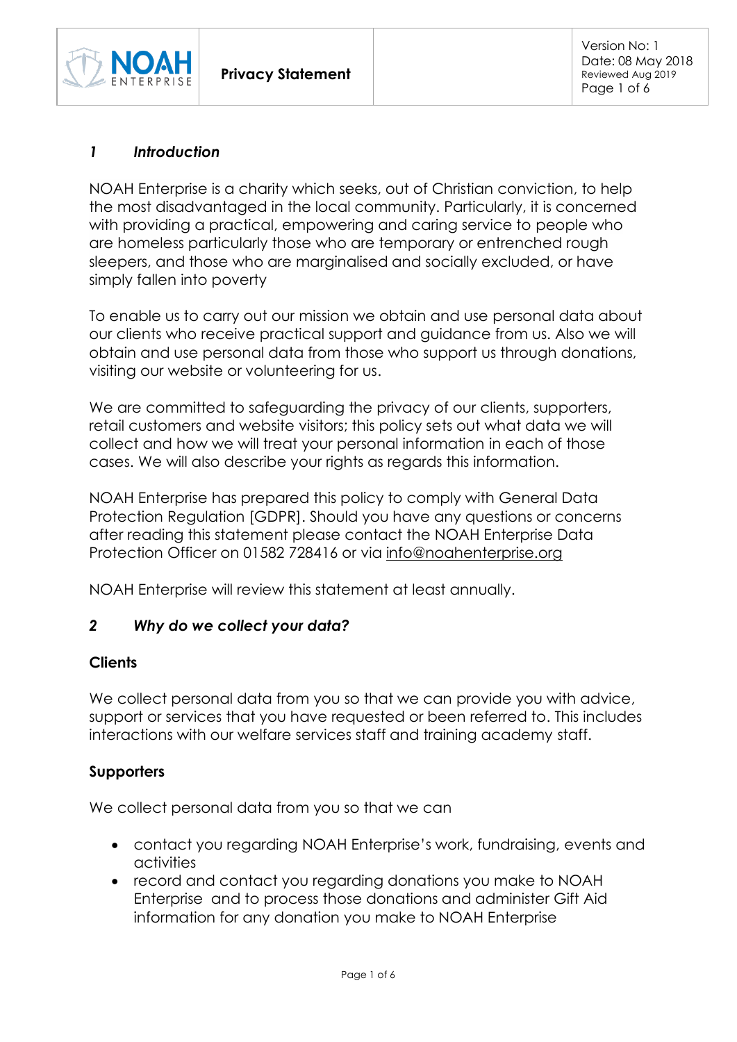## 1 *Introduction*

NOAH Enterprise is a charity which seeks, out of Christian conviction, to help the most disadvantaged in the local community. Particularly, it is concerned with providing a practical, empowering and caring service to people who are homeless particularly those who are temporary or entrenched rough sleepers, and those who are marginalised and socially excluded, or have simply fallen into poverty

To enable us to carry out our mission we obtain and use personal data about our clients who receive practical support and guidance from us. Also we will obtain and use personal data from those who support us through donations, visiting our website or volunteering for us.

We are committed to safeguarding the privacy of our clients, supporters, retail customers and website visitors; this policy sets out what data we will collect and how we will treat your personal information in each of those cases. We will also describe your rights as regards this information.

NOAH Enterprise has prepared this policy to comply with General Data Protection Regulation [GDPR]. Should you have any questions or concerns after reading this statement please contact the NOAH Enterprise Data Protection Officer on 01582 728416 or via info@noahenterprise.org

NOAH Enterprise will review this statement at least annually.

## 2 *Why do we collect your data?*

**Clients**

We collect personal data from you so that we can provide you with advice, support or services that you have requested or been referred to. This includes interactions with our welfare services staff and training academy staff.

**Supporters**

We collect personal data from you so that we can

- contact you regarding NOAH Enterprise's work, fundraising, events and activities
- record and contact you regarding donations you make to NOAH Enterprise and to process those donations and administer Gift Aid information for any donation you make to NOAH Enterprise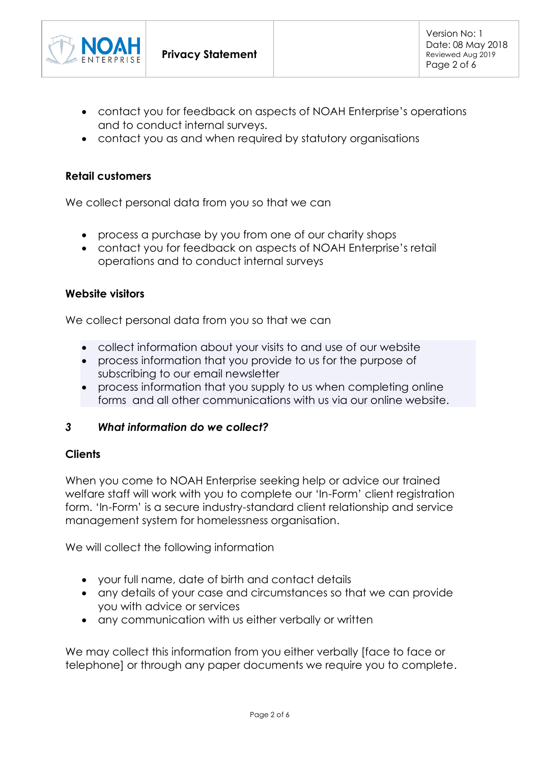- contact you for feedback on aspects of NOAH Enterprise's operations and to conduct internal surveys.
- contact you as and when required by statutory organisations

**Retail customers**

We collect personal data from you so that we can

- process a purchase by you from one of our charity shops
- contact you for feedback on aspects of NOAH Enterprise's retail operations and to conduct internal surveys

**Website visitors**

We collect personal data from you so that we can

- collect information about your visits to and use of our website
- process information that you provide to us for the purpose of subscribing to our email newsletter
- process information that you supply to us when completing online forms and all other communications with us via our online website.

### 3 *What information do we collect?*

**Clients**

When you come to NOAH Enterprise seeking help or advice our trained welfare staff will work with you to complete our 'In-Form' client registration form. 'In-Form' is a secure industry-standard client relationship and service management system for homelessness organisation.

We will collect the following information

- your full name, date of birth and contact details
- any details of your case and circumstances so that we can provide you with advice or services
- any communication with us either verbally or written

We may collect this information from you either verbally [face to face or telephone] or through any paper documents we require you to complete.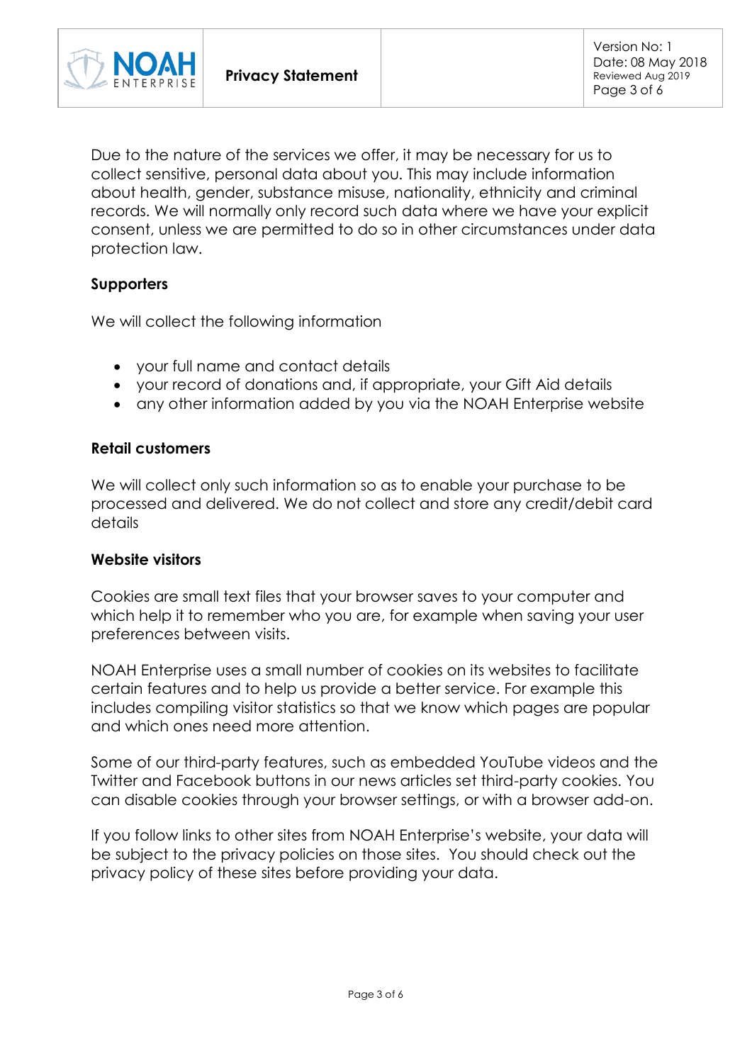Due to the nature of the services we offer, it may be necessary for us to collect sensitive, personal data about you. This may include information about health, gender, substance misuse, nationality, ethnicity and criminal records. We will normally only record such data where we have your explicit consent, unless we are permitted to do so in other circumstances under data protection law.

### Supporters

We will collect the following information

- your full name and contact details
- your record of donations and, if appropriate, your Gift Aid details
- any other information added by you via the NOAH Enterprise website

### Retail customers

We will collect only such information so as to enable your purchase to be processed and delivered. We do not collect and store any credit/debit card details

### Website visitors

Cookies are small text files that your browser saves to your computer and which help it to remember who you are, for example when saving your user preferences between visits.

NOAH Enterprise uses a small number of cookies on its websites to facilitate certain features and to help us provide a better service. For example this includes compiling visitor statistics so that we know which pages are popular and which ones need more attention.

Some of our third-party features, such as embedded YouTube videos and the Twitter and Facebook buttons in our news articles set third-party cookies. You can disable cookies through your browser settings, or with a browser add-on.

If you follow links to other sites from NOAH Enterprise's website, your data will be subject to the privacy policies on those sites. You should check out the privacy policy of these sites before providing your data.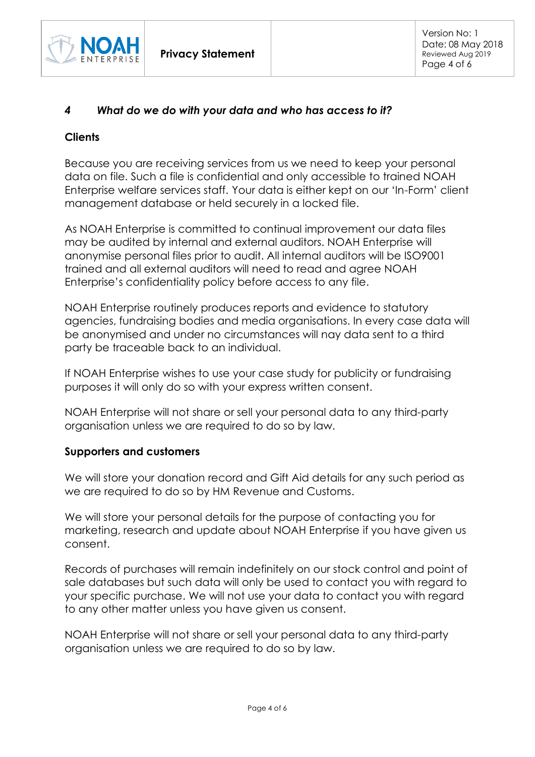## *4 What do we do with your data and who has access to it?*

**Clients**

Because you are receiving services from us we need to keep your personal data on file. Such a file is confidential and only accessible to trained NOAH Enterprise welfare services staff. Your data is either kept on our 'In-Form' client management database or held securely in a locked file.

As NOAH Enterprise is committed to continual improvement our data files may be audited by internal and external auditors. NOAH Enterprise will anonymise personal files prior to audit. All internal auditors will be ISO9001 trained and all external auditors will need to read and agree NOAH Enterprise's confidentiality policy before access to any file.

NOAH Enterprise routinely produces reports and evidence to statutory agencies, fundraising bodies and media organisations. In every case data will be anonymised and under no circumstances will nay data sent to a third party be traceable back to an individual.

If NOAH Enterprise wishes to use your case study for publicity or fundraising purposes it will only do so with your express written consent.

NOAH Enterprise will not share or sell your personal data to any third-party organisation unless we are required to do so by law.

**Supporters and customers**

We will store your donation record and Gift Aid details for any such period as we are required to do so by HM Revenue and Customs.

We will store your personal details for the purpose of contacting you for marketing, research and update about NOAH Enterprise if you have given us consent.

Records of purchases will remain indefinitely on our stock control and point of sale databases but such data will only be used to contact you with regard to your specific purchase. We will not use your data to contact you with regard to any other matter unless you have given us consent.

NOAH Enterprise will not share or sell your personal data to any third-party organisation unless we are required to do so by law.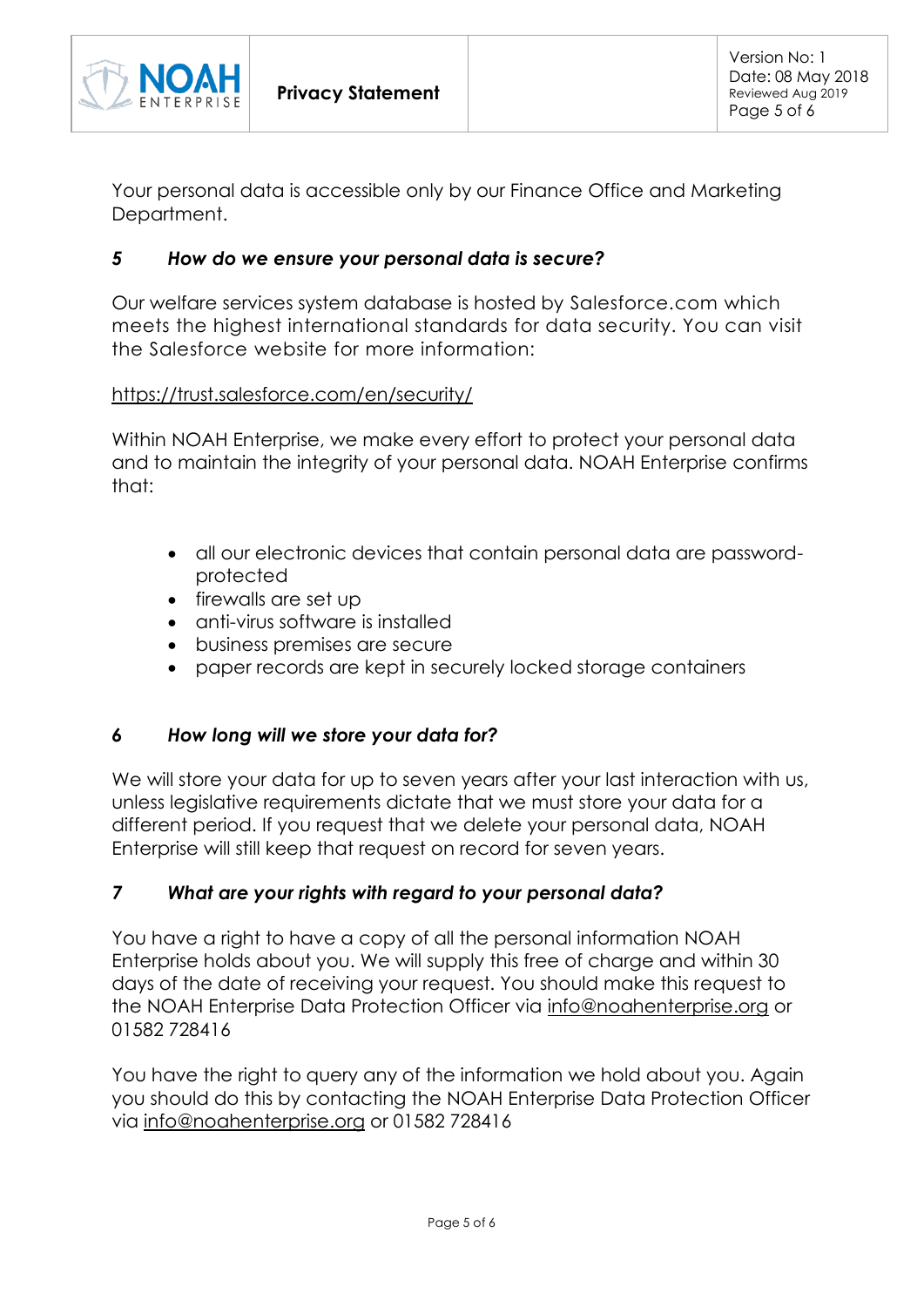Your personal data is accessible only by our Finance Office and Marketing Department.

## *5 How do we ensure your personal data is secure?*

Our welfare services system database is hosted by Salesforce.com which meets the highest international standards for data security. You can visit the Salesforce website for more information:

https://trust.salesforce.com/en/security/

Within NOAH Enterprise, we make every effort to protect your personal data and to maintain the integrity of your personal data. NOAH Enterprise confirms that:

- all our electronic devices that contain personal data are password-protected
- firewalls are set up
- anti-virus software is installed
- business premises are secure
- paper records are kept in securely locked storage containers

## *6 How long will we store your data for?*

We will store your data for up to seven years after your last interaction with us, unless legislative requirements dictate that we must store your data for a different period. If you request that we delete your personal data, NOAH Enterprise will still keep that request on record for seven years.

## *7 What are your rights with regard to your personal data?*

You have a right to have a copy of all the personal information NOAH Enterprise holds about you. We will supply this free of charge and within 30 days of the date of receiving your request. You should make this request to the NOAH Enterprise Data Protection Officer via info@noahenterprise.org or 01582 728416

You have the right to query any of the information we hold about you. Again you should do this by contacting the NOAH Enterprise Data Protection Officer via info@noahenterprise.org or 01582 728416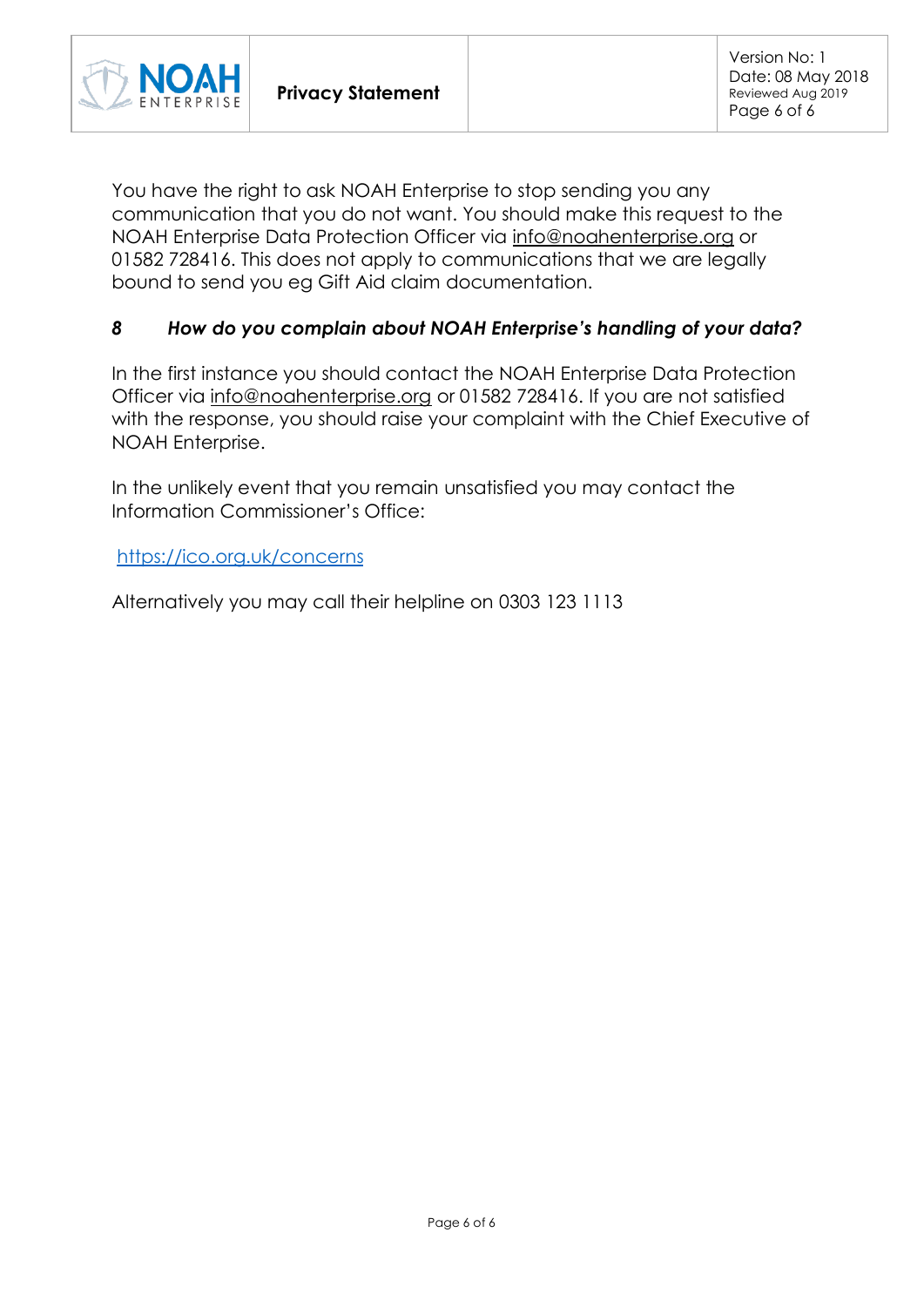You have the right to ask NOAH Enterprise to stop sending you any communication that you do not want. You should make this request to the NOAH Enterprise Data Protection Officer via info@noahenterprise.org or 01582 728416. This does not apply to communications that we are legally bound to send you eg Gift Aid claim documentation.

### *8 How do you complain about NOAH Enterprise's handling of your data?*

In the first instance you should contact the NOAH Enterprise Data Protection Officer via info@noahenterprise.org or 01582 728416. If you are not satisfied with the response, you should raise your complaint with the Chief Executive of NOAH Enterprise.

In the unlikely event that you remain unsatisfied you may contact the Information Commissioner's Office:

https://ico.org.uk/concerns

Alternatively you may call their helpline on 0303 123 1113